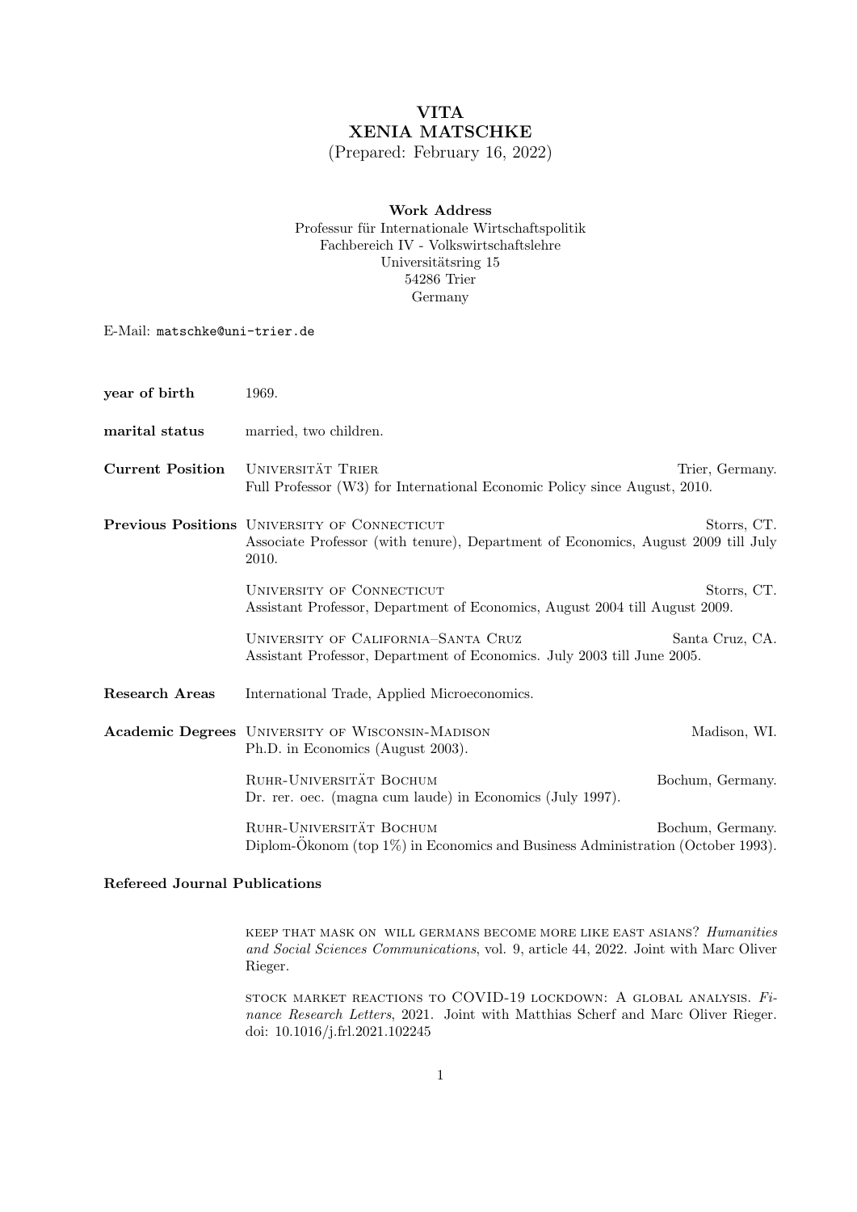# VITA
# XENIA MATSCHKE

(Prepared: February 16, 2022)

**Work Address**
Professur für Internationale Wirtschaftspolitik
Fachbereich IV - Volkswirtschaftslehre
Universitätsring 15
54286 Trier
Germany

E-Mail: matschke@uni-trier.de

**year of birth** 1969.

**marital status** married, two children.

**Current Position**

UNIVERSITÄT TRIER — Trier, Germany.
Full Professor (W3) for International Economic Policy since August, 2010.

**Previous Positions**

UNIVERSITY OF CONNECTICUT — Storrs, CT.
Associate Professor (with tenure), Department of Economics, August 2009 till July 2010.

UNIVERSITY OF CONNECTICUT — Storrs, CT.
Assistant Professor, Department of Economics, August 2004 till August 2009.

UNIVERSITY OF CALIFORNIA–SANTA CRUZ — Santa Cruz, CA.
Assistant Professor, Department of Economics. July 2003 till June 2005.

**Research Areas** International Trade, Applied Microeconomics.

**Academic Degrees**

UNIVERSITY OF WISCONSIN-MADISON — Madison, WI.
Ph.D. in Economics (August 2003).

RUHR-UNIVERSITÄT BOCHUM — Bochum, Germany.
Dr. rer. oec. (magna cum laude) in Economics (July 1997).

RUHR-UNIVERSITÄT BOCHUM — Bochum, Germany.
Diplom-Ökonom (top 1%) in Economics and Business Administration (October 1993).

**Refereed Journal Publications**

KEEP THAT MASK ON WILL GERMANS BECOME MORE LIKE EAST ASIANS? *Humanities and Social Sciences Communications*, vol. 9, article 44, 2022. Joint with Marc Oliver Rieger.

STOCK MARKET REACTIONS TO COVID-19 LOCKDOWN: A GLOBAL ANALYSIS. *Finance Research Letters*, 2021. Joint with Matthias Scherf and Marc Oliver Rieger. doi: 10.1016/j.frl.2021.102245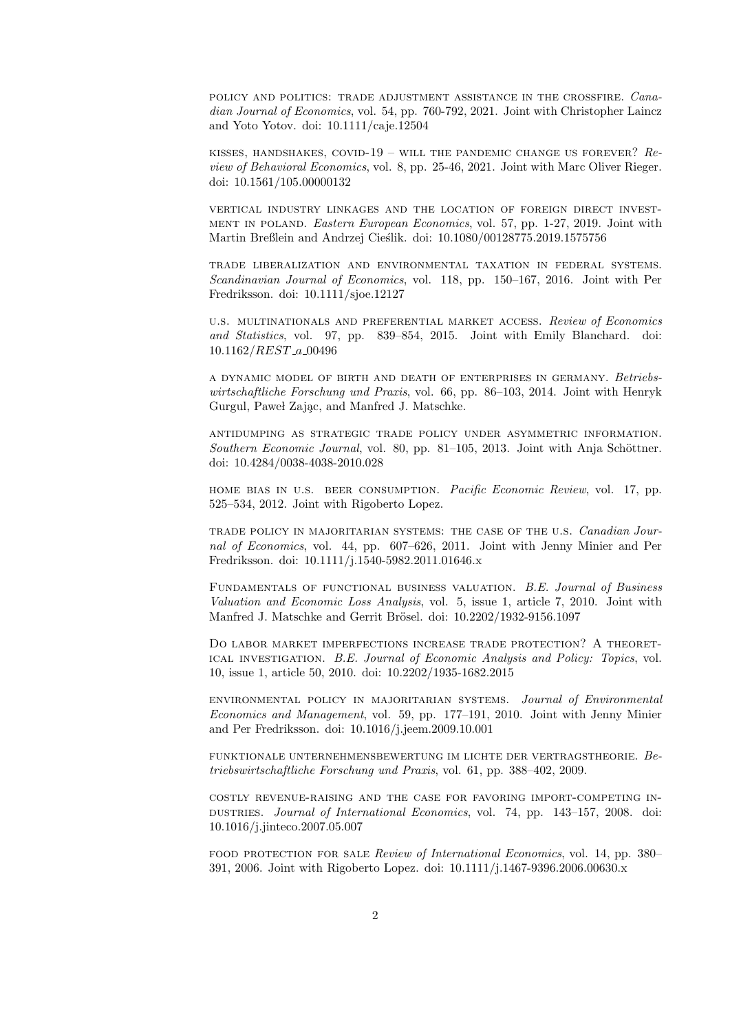policy and politics: trade adjustment assistance in the crossfire. *Canadian Journal of Economics*, vol. 54, pp. 760-792, 2021. Joint with Christopher Laincz and Yoto Yotov. doi: 10.1111/caje.12504

kisses, handshakes, covid-19 – will the pandemic change us forever? *Review of Behavioral Economics*, vol. 8, pp. 25-46, 2021. Joint with Marc Oliver Rieger. doi: 10.1561/105.00000132

vertical industry linkages and the location of foreign direct investment in poland. *Eastern European Economics*, vol. 57, pp. 1-27, 2019. Joint with Martin Breßlein and Andrzej Cieślik. doi: 10.1080/00128775.2019.1575756

trade liberalization and environmental taxation in federal systems. *Scandinavian Journal of Economics*, vol. 118, pp. 150–167, 2016. Joint with Per Fredriksson. doi: 10.1111/sjoe.12127

u.s. multinationals and preferential market access. *Review of Economics and Statistics*, vol. 97, pp. 839–854, 2015. Joint with Emily Blanchard. doi: 10.1162/REST_a_00496

a dynamic model of birth and death of enterprises in germany. *Betriebswirtschaftliche Forschung und Praxis*, vol. 66, pp. 86–103, 2014. Joint with Henryk Gurgul, Paweł Zając, and Manfred J. Matschke.

antidumping as strategic trade policy under asymmetric information. *Southern Economic Journal*, vol. 80, pp. 81–105, 2013. Joint with Anja Schöttner. doi: 10.4284/0038-4038-2010.028

home bias in u.s. beer consumption. *Pacific Economic Review*, vol. 17, pp. 525–534, 2012. Joint with Rigoberto Lopez.

trade policy in majoritarian systems: the case of the u.s. *Canadian Journal of Economics*, vol. 44, pp. 607–626, 2011. Joint with Jenny Minier and Per Fredriksson. doi: 10.1111/j.1540-5982.2011.01646.x

Fundamentals of functional business valuation. *B.E. Journal of Business Valuation and Economic Loss Analysis*, vol. 5, issue 1, article 7, 2010. Joint with Manfred J. Matschke and Gerrit Brösel. doi: 10.2202/1932-9156.1097

Do labor market imperfections increase trade protection? A theoretical investigation. *B.E. Journal of Economic Analysis and Policy: Topics*, vol. 10, issue 1, article 50, 2010. doi: 10.2202/1935-1682.2015

environmental policy in majoritarian systems. *Journal of Environmental Economics and Management*, vol. 59, pp. 177–191, 2010. Joint with Jenny Minier and Per Fredriksson. doi: 10.1016/j.jeem.2009.10.001

funktionale unternehmensbewertung im lichte der vertragstheorie. *Betriebswirtschaftliche Forschung und Praxis*, vol. 61, pp. 388–402, 2009.

costly revenue-raising and the case for favoring import-competing industries. *Journal of International Economics*, vol. 74, pp. 143–157, 2008. doi: 10.1016/j.jinteco.2007.05.007

food protection for sale *Review of International Economics*, vol. 14, pp. 380–391, 2006. Joint with Rigoberto Lopez. doi: 10.1111/j.1467-9396.2006.00630.x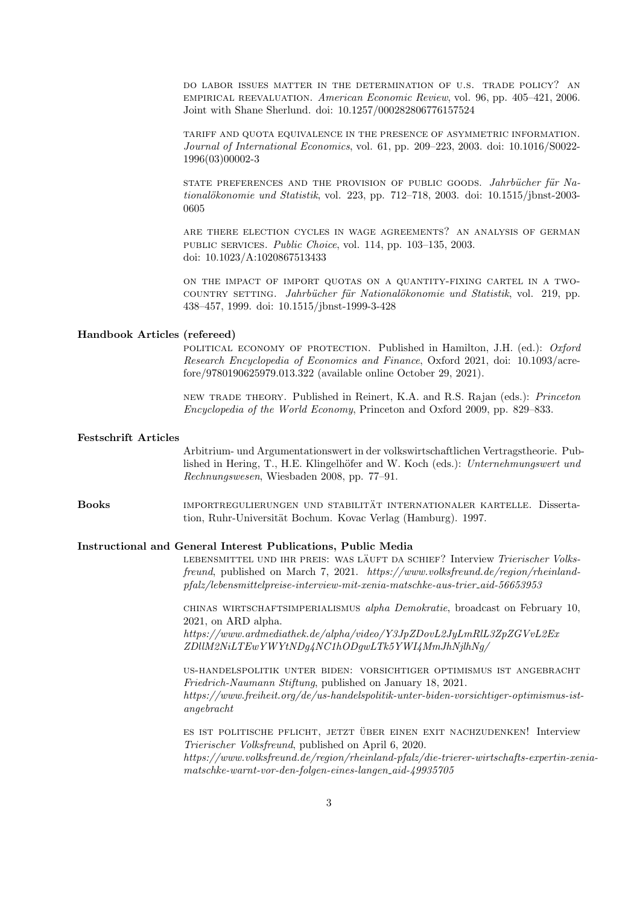DO LABOR ISSUES MATTER IN THE DETERMINATION OF U.S. TRADE POLICY? AN EMPIRICAL REEVALUATION. *American Economic Review*, vol. 96, pp. 405–421, 2006. Joint with Shane Sherlund. doi: 10.1257/000282806776157524

TARIFF AND QUOTA EQUIVALENCE IN THE PRESENCE OF ASYMMETRIC INFORMATION. *Journal of International Economics*, vol. 61, pp. 209–223, 2003. doi: 10.1016/S0022-1996(03)00002-3

STATE PREFERENCES AND THE PROVISION OF PUBLIC GOODS. *Jahrbücher für Nationalökonomie und Statistik*, vol. 223, pp. 712–718, 2003. doi: 10.1515/jbnst-2003-0605

ARE THERE ELECTION CYCLES IN WAGE AGREEMENTS? AN ANALYSIS OF GERMAN PUBLIC SERVICES. *Public Choice*, vol. 114, pp. 103–135, 2003. doi: 10.1023/A:1020867513433

ON THE IMPACT OF IMPORT QUOTAS ON A QUANTITY-FIXING CARTEL IN A TWO-COUNTRY SETTING. *Jahrbücher für Nationalökonomie und Statistik*, vol. 219, pp. 438–457, 1999. doi: 10.1515/jbnst-1999-3-428

**Handbook Articles (refereed)**

POLITICAL ECONOMY OF PROTECTION. Published in Hamilton, J.H. (ed.): *Oxford Research Encyclopedia of Economics and Finance*, Oxford 2021, doi: 10.1093/acrefore/9780190625979.013.322 (available online October 29, 2021).

NEW TRADE THEORY. Published in Reinert, K.A. and R.S. Rajan (eds.): *Princeton Encyclopedia of the World Economy*, Princeton and Oxford 2009, pp. 829–833.

**Festschrift Articles**

Arbitrium- und Argumentationswert in der volkswirtschaftlichen Vertragstheorie. Published in Hering, T., H.E. Klingelhöfer and W. Koch (eds.): *Unternehmungswert und Rechnungswesen*, Wiesbaden 2008, pp. 77–91.

**Books**

IMPORTREGULIERUNGEN UND STABILITÄT INTERNATIONALER KARTELLE. Dissertation, Ruhr-Universität Bochum. Kovac Verlag (Hamburg). 1997.

**Instructional and General Interest Publications, Public Media**

LEBENSMITTEL UND IHR PREIS: WAS LÄUFT DA SCHIEF? Interview *Trierischer Volksfreund*, published on March 7, 2021. *https://www.volksfreund.de/region/rheinland-pfalz/lebensmittelpreise-interview-mit-xenia-matschke-aus-trier_aid-56653953*

CHINAS WIRTSCHAFTSIMPERIALISMUS *alpha Demokratie*, broadcast on February 10, 2021, on ARD alpha.
*https://www.ardmediathek.de/alpha/video/Y3JpZDovL2JyLmRlL3ZpZGVvL2ExZDllM2NiLTEwYWYtNDg4NC1hODgwLTk5YWI4MmJhNjlhNg/*

US-HANDELSPOLITIK UNTER BIDEN: VORSICHTIGER OPTIMISMUS IST ANGEBRACHT *Friedrich-Naumann Stiftung*, published on January 18, 2021.
*https://www.freiheit.org/de/us-handelspolitik-unter-biden-vorsichtiger-optimismus-ist-angebracht*

ES IST POLITISCHE PFLICHT, JETZT ÜBER EINEN EXIT NACHZUDENKEN! Interview *Trierischer Volksfreund*, published on April 6, 2020.
*https://www.volksfreund.de/region/rheinland-pfalz/die-trierer-wirtschafts-expertin-xenia-matschke-warnt-vor-den-folgen-eines-langen_aid-49935705*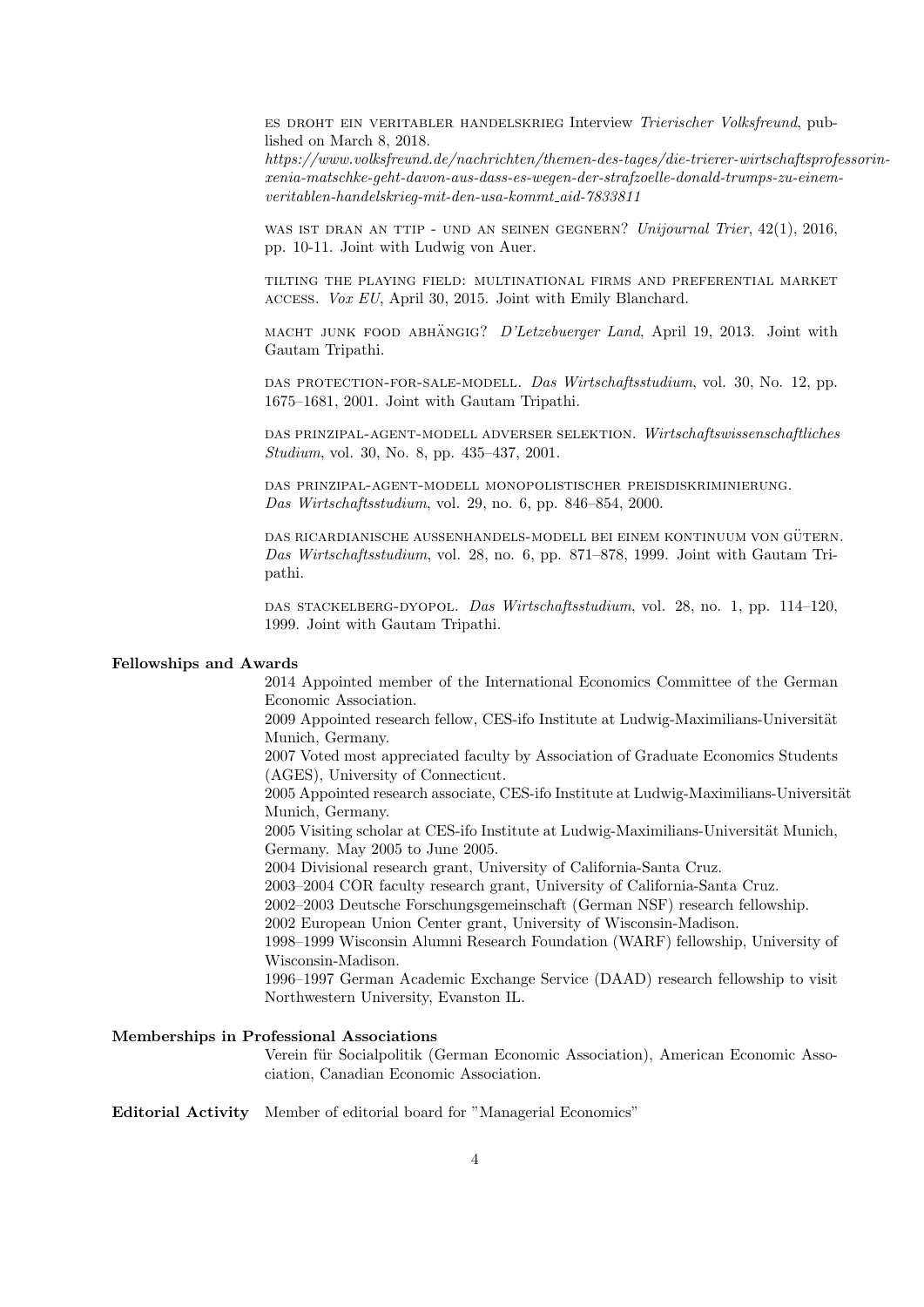ES DROHT EIN VERITABLER HANDELSKRIEG Interview *Trierischer Volksfreund*, published on March 8, 2018.
*https://www.volksfreund.de/nachrichten/themen-des-tages/die-trierer-wirtschaftsprofessorin-xenia-matschke-geht-davon-aus-dass-es-wegen-der-strafzoelle-donald-trumps-zu-einem-veritablen-handelskrieg-mit-den-usa-kommt_aid-7833811*

WAS IST DRAN AN TTIP - UND AN SEINEN GEGNERN? *Unijournal Trier*, 42(1), 2016, pp. 10-11. Joint with Ludwig von Auer.

TILTING THE PLAYING FIELD: MULTINATIONAL FIRMS AND PREFERENTIAL MARKET ACCESS. *Vox EU*, April 30, 2015. Joint with Emily Blanchard.

MACHT JUNK FOOD ABHÄNGIG? *D'Letzebuerger Land*, April 19, 2013. Joint with Gautam Tripathi.

DAS PROTECTION-FOR-SALE-MODELL. *Das Wirtschaftsstudium*, vol. 30, No. 12, pp. 1675–1681, 2001. Joint with Gautam Tripathi.

DAS PRINZIPAL-AGENT-MODELL ADVERSER SELEKTION. *Wirtschaftswissenschaftliches Studium*, vol. 30, No. 8, pp. 435–437, 2001.

DAS PRINZIPAL-AGENT-MODELL MONOPOLISTISCHER PREISDISKRIMINIERUNG. *Das Wirtschaftsstudium*, vol. 29, no. 6, pp. 846–854, 2000.

DAS RICARDIANISCHE AUSSENHANDELS-MODELL BEI EINEM KONTINUUM VON GÜTERN. *Das Wirtschaftsstudium*, vol. 28, no. 6, pp. 871–878, 1999. Joint with Gautam Tripathi.

DAS STACKELBERG-DYOPOL. *Das Wirtschaftsstudium*, vol. 28, no. 1, pp. 114–120, 1999. Joint with Gautam Tripathi.

**Fellowships and Awards**

2014 Appointed member of the International Economics Committee of the German Economic Association.
2009 Appointed research fellow, CES-ifo Institute at Ludwig-Maximilians-Universität Munich, Germany.
2007 Voted most appreciated faculty by Association of Graduate Economics Students (AGES), University of Connecticut.
2005 Appointed research associate, CES-ifo Institute at Ludwig-Maximilians-Universität Munich, Germany.
2005 Visiting scholar at CES-ifo Institute at Ludwig-Maximilians-Universität Munich, Germany. May 2005 to June 2005.
2004 Divisional research grant, University of California-Santa Cruz.
2003–2004 COR faculty research grant, University of California-Santa Cruz.
2002–2003 Deutsche Forschungsgemeinschaft (German NSF) research fellowship.
2002 European Union Center grant, University of Wisconsin-Madison.
1998–1999 Wisconsin Alumni Research Foundation (WARF) fellowship, University of Wisconsin-Madison.
1996–1997 German Academic Exchange Service (DAAD) research fellowship to visit Northwestern University, Evanston IL.

**Memberships in Professional Associations**

Verein für Socialpolitik (German Economic Association), American Economic Association, Canadian Economic Association.

**Editorial Activity** Member of editorial board for "Managerial Economics"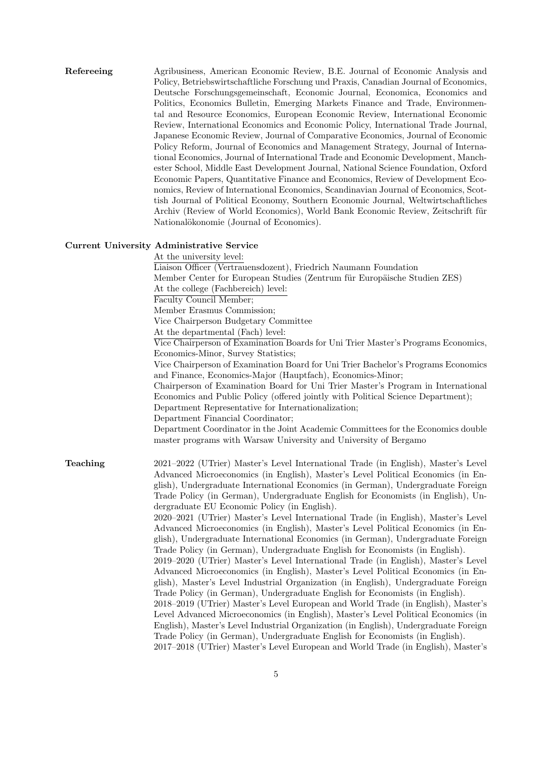**Refereeing**

Agribusiness, American Economic Review, B.E. Journal of Economic Analysis and Policy, Betriebswirtschaftliche Forschung und Praxis, Canadian Journal of Economics, Deutsche Forschungsgemeinschaft, Economic Journal, Economica, Economics and Politics, Economics Bulletin, Emerging Markets Finance and Trade, Environmental and Resource Economics, European Economic Review, International Economic Review, International Economics and Economic Policy, International Trade Journal, Japanese Economic Review, Journal of Comparative Economics, Journal of Economic Policy Reform, Journal of Economics and Management Strategy, Journal of International Economics, Journal of International Trade and Economic Development, Manchester School, Middle East Development Journal, National Science Foundation, Oxford Economic Papers, Quantitative Finance and Economics, Review of Development Economics, Review of International Economics, Scandinavian Journal of Economics, Scottish Journal of Political Economy, Southern Economic Journal, Weltwirtschaftliches Archiv (Review of World Economics), World Bank Economic Review, Zeitschrift für Nationalökonomie (Journal of Economics).

**Current University Administrative Service**

At the university level:
Liaison Officer (Vertrauensdozent), Friedrich Naumann Foundation
Member Center for European Studies (Zentrum für Europäische Studien ZES)

At the college (Fachbereich) level:
Faculty Council Member;
Member Erasmus Commission;
Vice Chairperson Budgetary Committee

At the departmental (Fach) level:
Vice Chairperson of Examination Boards for Uni Trier Master's Programs Economics, Economics-Minor, Survey Statistics;
Vice Chairperson of Examination Board for Uni Trier Bachelor's Programs Economics and Finance, Economics-Major (Hauptfach), Economics-Minor;
Chairperson of Examination Board for Uni Trier Master's Program in International Economics and Public Policy (offered jointly with Political Science Department);
Department Representative for Internationalization;
Department Financial Coordinator;
Department Coordinator in the Joint Academic Committees for the Economics double master programs with Warsaw University and University of Bergamo

**Teaching**

2021–2022 (UTrier) Master's Level International Trade (in English), Master's Level Advanced Microeconomics (in English), Master's Level Political Economics (in English), Undergraduate International Economics (in German), Undergraduate Foreign Trade Policy (in German), Undergraduate English for Economists (in English), Undergraduate EU Economic Policy (in English).
2020–2021 (UTrier) Master's Level International Trade (in English), Master's Level Advanced Microeconomics (in English), Master's Level Political Economics (in English), Undergraduate International Economics (in German), Undergraduate Foreign Trade Policy (in German), Undergraduate English for Economists (in English).
2019–2020 (UTrier) Master's Level International Trade (in English), Master's Level Advanced Microeconomics (in English), Master's Level Political Economics (in English), Master's Level Industrial Organization (in English), Undergraduate Foreign Trade Policy (in German), Undergraduate English for Economists (in English).
2018–2019 (UTrier) Master's Level European and World Trade (in English), Master's Level Advanced Microeconomics (in English), Master's Level Political Economics (in English), Master's Level Industrial Organization (in English), Undergraduate Foreign Trade Policy (in German), Undergraduate English for Economists (in English).
2017–2018 (UTrier) Master's Level European and World Trade (in English), Master's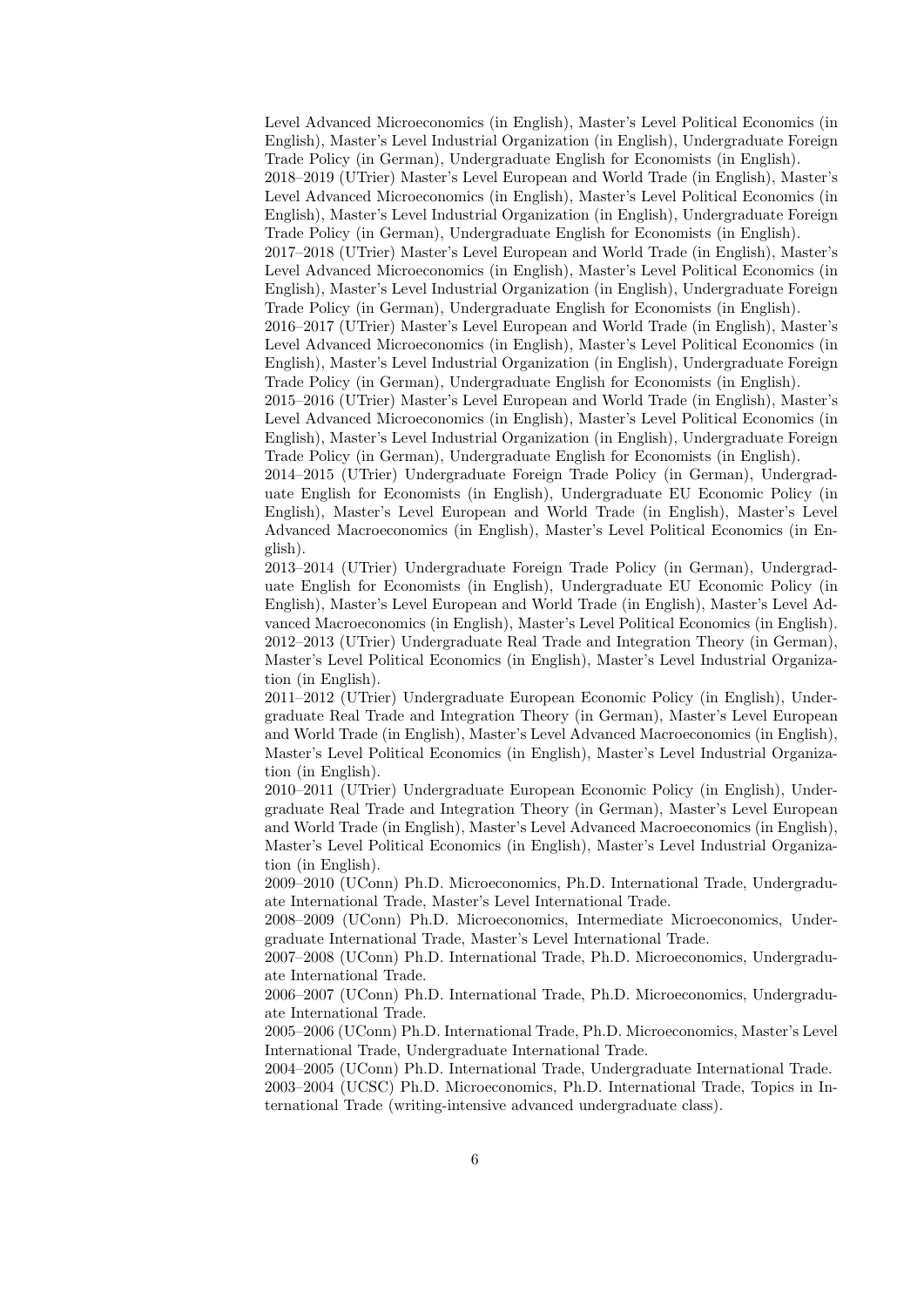Level Advanced Microeconomics (in English), Master's Level Political Economics (in English), Master's Level Industrial Organization (in English), Undergraduate Foreign Trade Policy (in German), Undergraduate English for Economists (in English).

2018–2019 (UTrier) Master's Level European and World Trade (in English), Master's Level Advanced Microeconomics (in English), Master's Level Political Economics (in English), Master's Level Industrial Organization (in English), Undergraduate Foreign Trade Policy (in German), Undergraduate English for Economists (in English).

2017–2018 (UTrier) Master's Level European and World Trade (in English), Master's Level Advanced Microeconomics (in English), Master's Level Political Economics (in English), Master's Level Industrial Organization (in English), Undergraduate Foreign Trade Policy (in German), Undergraduate English for Economists (in English).

2016–2017 (UTrier) Master's Level European and World Trade (in English), Master's Level Advanced Microeconomics (in English), Master's Level Political Economics (in English), Master's Level Industrial Organization (in English), Undergraduate Foreign Trade Policy (in German), Undergraduate English for Economists (in English).

2015–2016 (UTrier) Master's Level European and World Trade (in English), Master's Level Advanced Microeconomics (in English), Master's Level Political Economics (in English), Master's Level Industrial Organization (in English), Undergraduate Foreign Trade Policy (in German), Undergraduate English for Economists (in English).

2014–2015 (UTrier) Undergraduate Foreign Trade Policy (in German), Undergraduate English for Economists (in English), Undergraduate EU Economic Policy (in English), Master's Level European and World Trade (in English), Master's Level Advanced Macroeconomics (in English), Master's Level Political Economics (in English).

2013–2014 (UTrier) Undergraduate Foreign Trade Policy (in German), Undergraduate English for Economists (in English), Undergraduate EU Economic Policy (in English), Master's Level European and World Trade (in English), Master's Level Advanced Macroeconomics (in English), Master's Level Political Economics (in English).

2012–2013 (UTrier) Undergraduate Real Trade and Integration Theory (in German), Master's Level Political Economics (in English), Master's Level Industrial Organization (in English).

2011–2012 (UTrier) Undergraduate European Economic Policy (in English), Undergraduate Real Trade and Integration Theory (in German), Master's Level European and World Trade (in English), Master's Level Advanced Macroeconomics (in English), Master's Level Political Economics (in English), Master's Level Industrial Organization (in English).

2010–2011 (UTrier) Undergraduate European Economic Policy (in English), Undergraduate Real Trade and Integration Theory (in German), Master's Level European and World Trade (in English), Master's Level Advanced Macroeconomics (in English), Master's Level Political Economics (in English), Master's Level Industrial Organization (in English).

2009–2010 (UConn) Ph.D. Microeconomics, Ph.D. International Trade, Undergraduate International Trade, Master's Level International Trade.

2008–2009 (UConn) Ph.D. Microeconomics, Intermediate Microeconomics, Undergraduate International Trade, Master's Level International Trade.

2007–2008 (UConn) Ph.D. International Trade, Ph.D. Microeconomics, Undergraduate International Trade.

2006–2007 (UConn) Ph.D. International Trade, Ph.D. Microeconomics, Undergraduate International Trade.

2005–2006 (UConn) Ph.D. International Trade, Ph.D. Microeconomics, Master's Level International Trade, Undergraduate International Trade.

2004–2005 (UConn) Ph.D. International Trade, Undergraduate International Trade.

2003–2004 (UCSC) Ph.D. Microeconomics, Ph.D. International Trade, Topics in International Trade (writing-intensive advanced undergraduate class).